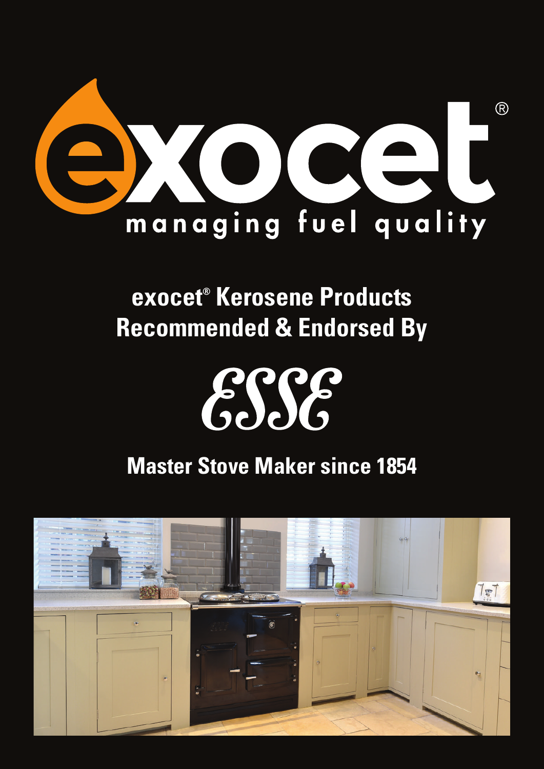# exocet®

managing fuel quality

## exocet® Kerosene Products Recommended & Endorsed By

## ESSE

## Master Stove Maker since 1854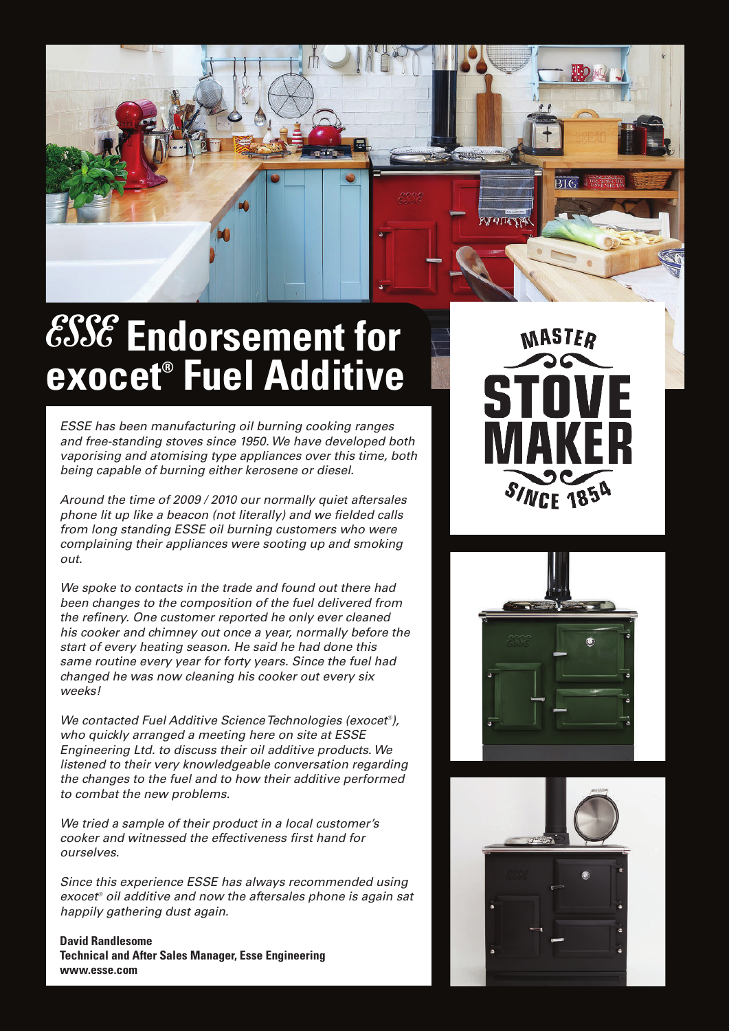# ESSE Endorsement for exocet® Fuel Additive

*ESSE has been manufacturing oil burning cooking ranges and free-standing stoves since 1950. We have developed both vaporising and atomising type appliances over this time, both being capable of burning either kerosene or diesel.*

*Around the time of 2009 / 2010 our normally quiet aftersales phone lit up like a beacon (not literally) and we fielded calls from long standing ESSE oil burning customers who were complaining their appliances were sooting up and smoking out.*

*We spoke to contacts in the trade and found out there had been changes to the composition of the fuel delivered from the refinery. One customer reported he only ever cleaned his cooker and chimney out once a year, normally before the start of every heating season. He said he had done this same routine every year for forty years. Since the fuel had changed he was now cleaning his cooker out every six weeks!*

*We contacted Fuel Additive Science Technologies (exocet®), who quickly arranged a meeting here on site at ESSE Engineering Ltd. to discuss their oil additive products. We listened to their very knowledgeable conversation regarding the changes to the fuel and to how their additive performed to combat the new problems.*

*We tried a sample of their product in a local customer's cooker and witnessed the effectiveness first hand for ourselves.*

*Since this experience ESSE has always recommended using exocet® oil additive and now the aftersales phone is again sat happily gathering dust again.*

**David Randlesome**
**Technical and After Sales Manager, Esse Engineering**
**www.esse.com**

MASTER STOVE MAKER SINCE 1854